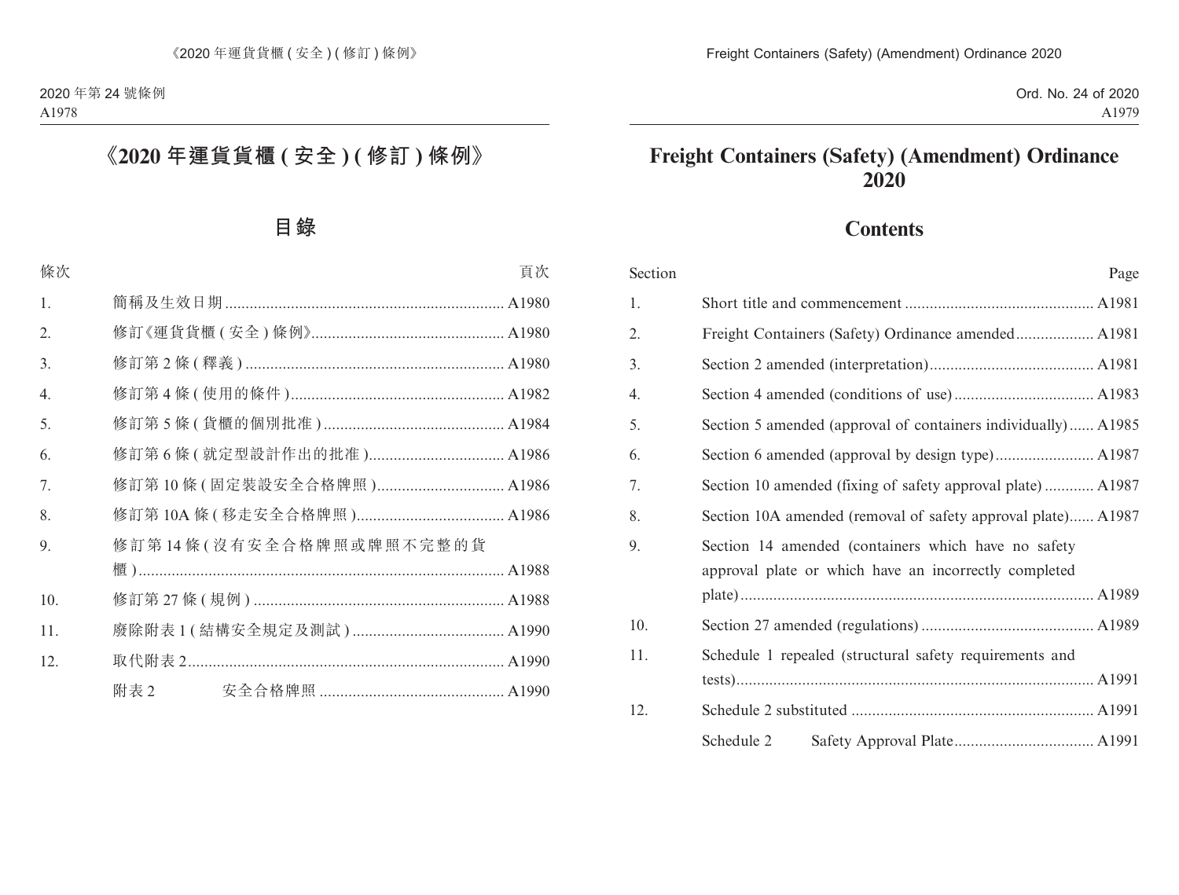# 《2020 年運貨貨櫃 ( 安全 ) ( 修訂 ) 條例》

## 目錄

| 條次 | | 頁次 |
|---|---|---|
| 1. | 簡稱及生效日期 | A1980 |
| 2. | 修訂《運貨貨櫃 ( 安全 ) 條例》 | A1980 |
| 3. | 修訂第 2 條 ( 釋義 ) | A1980 |
| 4. | 修訂第 4 條 ( 使用的條件 ) | A1982 |
| 5. | 修訂第 5 條 ( 貨櫃的個別批准 ) | A1984 |
| 6. | 修訂第 6 條 ( 就定型設計作出的批准 ) | A1986 |
| 7. | 修訂第 10 條 ( 固定裝設安全合格牌照 ) | A1986 |
| 8. | 修訂第 10A 條 ( 移走安全合格牌照 ) | A1986 |
| 9. | 修訂第 14 條 ( 沒有安全合格牌照或牌照不完整的貨櫃 ) | A1988 |
| 10. | 修訂第 27 條 ( 規例 ) | A1988 |
| 11. | 廢除附表 1 ( 結構安全規定及測試 ) | A1990 |
| 12. | 取代附表 2 | A1990 |
| | 附表 2 安全合格牌照 | A1990 |

# Freight Containers (Safety) (Amendment) Ordinance 2020

## Contents

| Section | | Page |
|---|---|---|
| 1. | Short title and commencement | A1981 |
| 2. | Freight Containers (Safety) Ordinance amended | A1981 |
| 3. | Section 2 amended (interpretation) | A1981 |
| 4. | Section 4 amended (conditions of use) | A1983 |
| 5. | Section 5 amended (approval of containers individually) | A1985 |
| 6. | Section 6 amended (approval by design type) | A1987 |
| 7. | Section 10 amended (fixing of safety approval plate) | A1987 |
| 8. | Section 10A amended (removal of safety approval plate) | A1987 |
| 9. | Section 14 amended (containers which have no safety approval plate or which have an incorrectly completed plate) | A1989 |
| 10. | Section 27 amended (regulations) | A1989 |
| 11. | Schedule 1 repealed (structural safety requirements and tests) | A1991 |
| 12. | Schedule 2 substituted | A1991 |
| | Schedule 2 Safety Approval Plate | A1991 |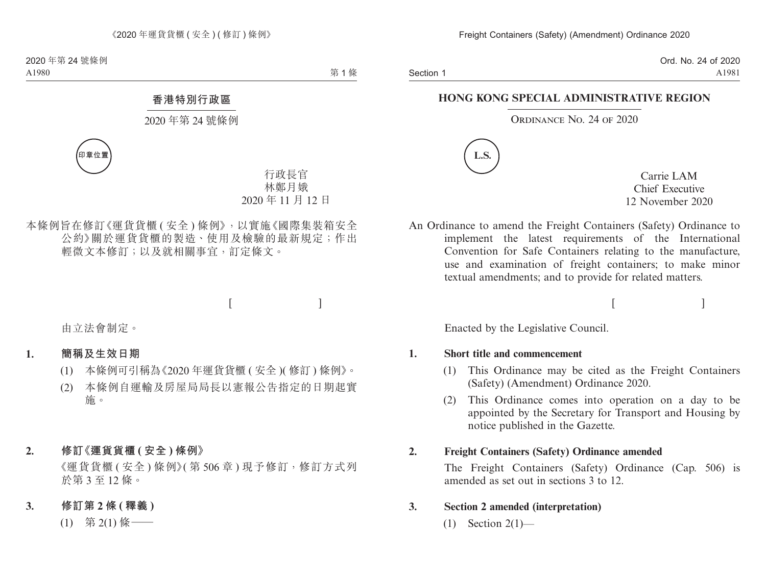## 香港特別行政區

### 2020 年第 24 號條例

印章位置

行政長官
林鄭月娥
2020 年 11 月 12 日

本條例旨在修訂《運貨貨櫃 (安全) 條例》,以實施《國際集裝箱安全公約》關於運貨貨櫃的製造、使用及檢驗的最新規定;作出輕微文本修訂;以及就相關事宜,訂定條文。

[ ]

由立法會制定。

**1. 簡稱及生效日期**

(1) 本條例可引稱為《2020 年運貨貨櫃 (安全)(修訂) 條例》。

(2) 本條例自運輸及房屋局局長以憲報公告指定的日期起實施。

**2. 修訂《運貨貨櫃 (安全) 條例》**

《運貨貨櫃 (安全) 條例》(第 506 章) 現予修訂,修訂方式列於第 3 至 12 條。

**3. 修訂第 2 條 (釋義)**

(1) 第 2(1) 條——

## HONG KONG SPECIAL ADMINISTRATIVE REGION

### ORDINANCE NO. 24 OF 2020

L.S.

Carrie LAM
Chief Executive
12 November 2020

An Ordinance to amend the Freight Containers (Safety) Ordinance to implement the latest requirements of the International Convention for Safe Containers relating to the manufacture, use and examination of freight containers; to make minor textual amendments; and to provide for related matters.

[ ]

Enacted by the Legislative Council.

**1. Short title and commencement**

(1) This Ordinance may be cited as the Freight Containers (Safety) (Amendment) Ordinance 2020.

(2) This Ordinance comes into operation on a day to be appointed by the Secretary for Transport and Housing by notice published in the Gazette.

**2. Freight Containers (Safety) Ordinance amended**

The Freight Containers (Safety) Ordinance (Cap. 506) is amended as set out in sections 3 to 12.

**3. Section 2 amended (interpretation)**

(1) Section 2(1)—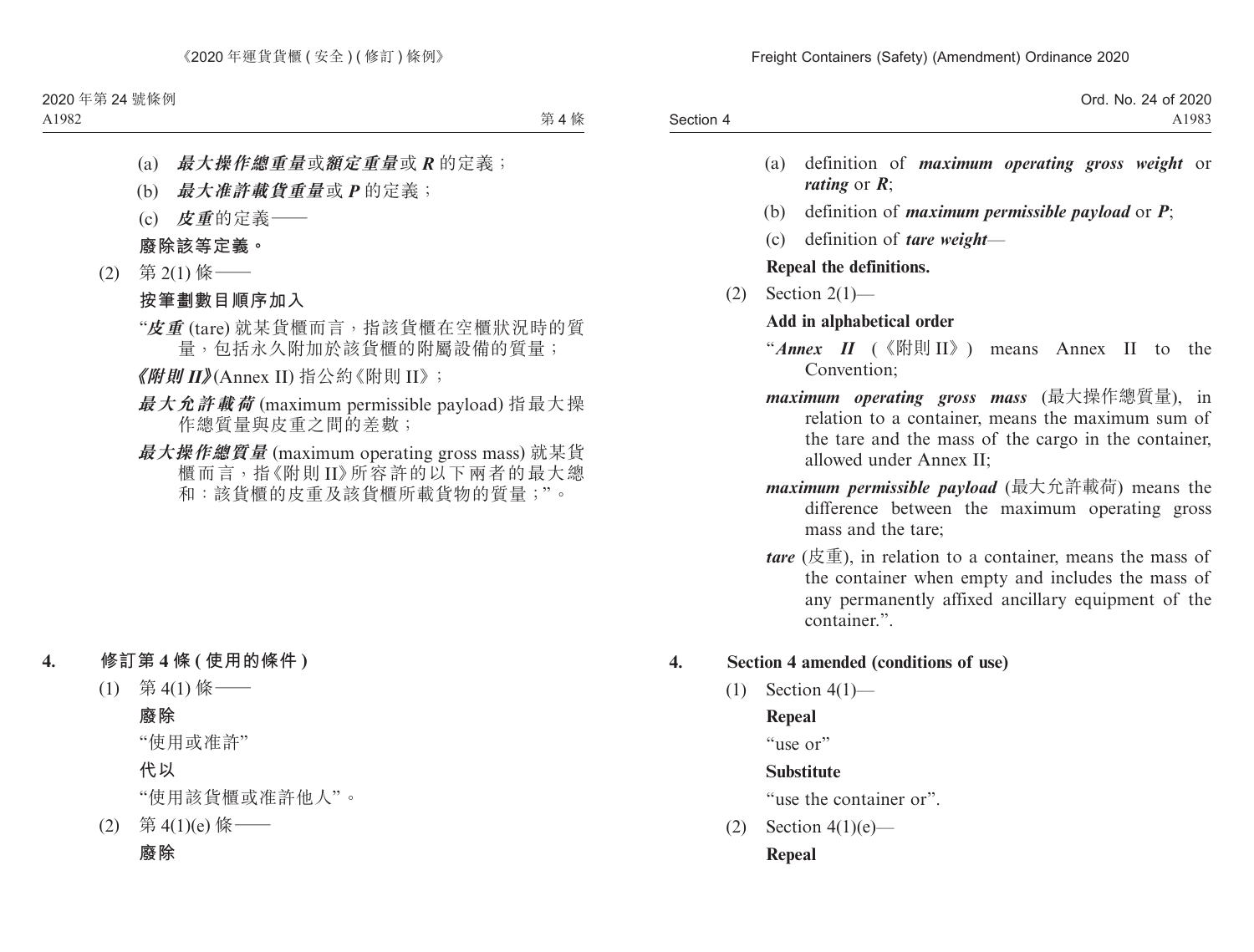(a) ***最大操作總重量***或***額定重量***或 ***R*** 的定義；

(b) ***最大准許載貨重量***或 ***P*** 的定義；

(c) ***皮重***的定義——

**廢除該等定義。**

(2) 第 2(1) 條——

**按筆劃數目順序加入**

“***皮重*** (tare) 就某貨櫃而言，指該貨櫃在空櫃狀況時的質量，包括永久附加於該貨櫃的附屬設備的質量；

***《附則 II》***(Annex II) 指公約《附則 II》；

***最大允許載荷*** (maximum permissible payload) 指最大操作總質量與皮重之間的差數；

***最大操作總質量*** (maximum operating gross mass) 就某貨櫃而言，指《附則 II》所容許的以下兩者的最大總和：該貨櫃的皮重及該貨櫃所載貨物的質量；”。

**4. 修訂第 4 條 (使用的條件)**

(1) 第 4(1) 條——

**廢除**

“使用或准許”

**代以**

“使用該貨櫃或准許他人”。

(2) 第 4(1)(e) 條——

**廢除**

(a) definition of ***maximum operating gross weight*** or ***rating*** or ***R***;

(b) definition of ***maximum permissible payload*** or ***P***;

(c) definition of ***tare weight***—

**Repeal the definitions.**

(2) Section 2(1)—

**Add in alphabetical order**

“***Annex II*** (《附則 II》) means Annex II to the Convention;

***maximum operating gross mass*** (最大操作總質量), in relation to a container, means the maximum sum of the tare and the mass of the cargo in the container, allowed under Annex II;

***maximum permissible payload*** (最大允許載荷) means the difference between the maximum operating gross mass and the tare;

***tare*** (皮重), in relation to a container, means the mass of the container when empty and includes the mass of any permanently affixed ancillary equipment of the container.”.

**4. Section 4 amended (conditions of use)**

(1) Section 4(1)—

**Repeal**

“use or”

**Substitute**

“use the container or”.

(2) Section 4(1)(e)—

**Repeal**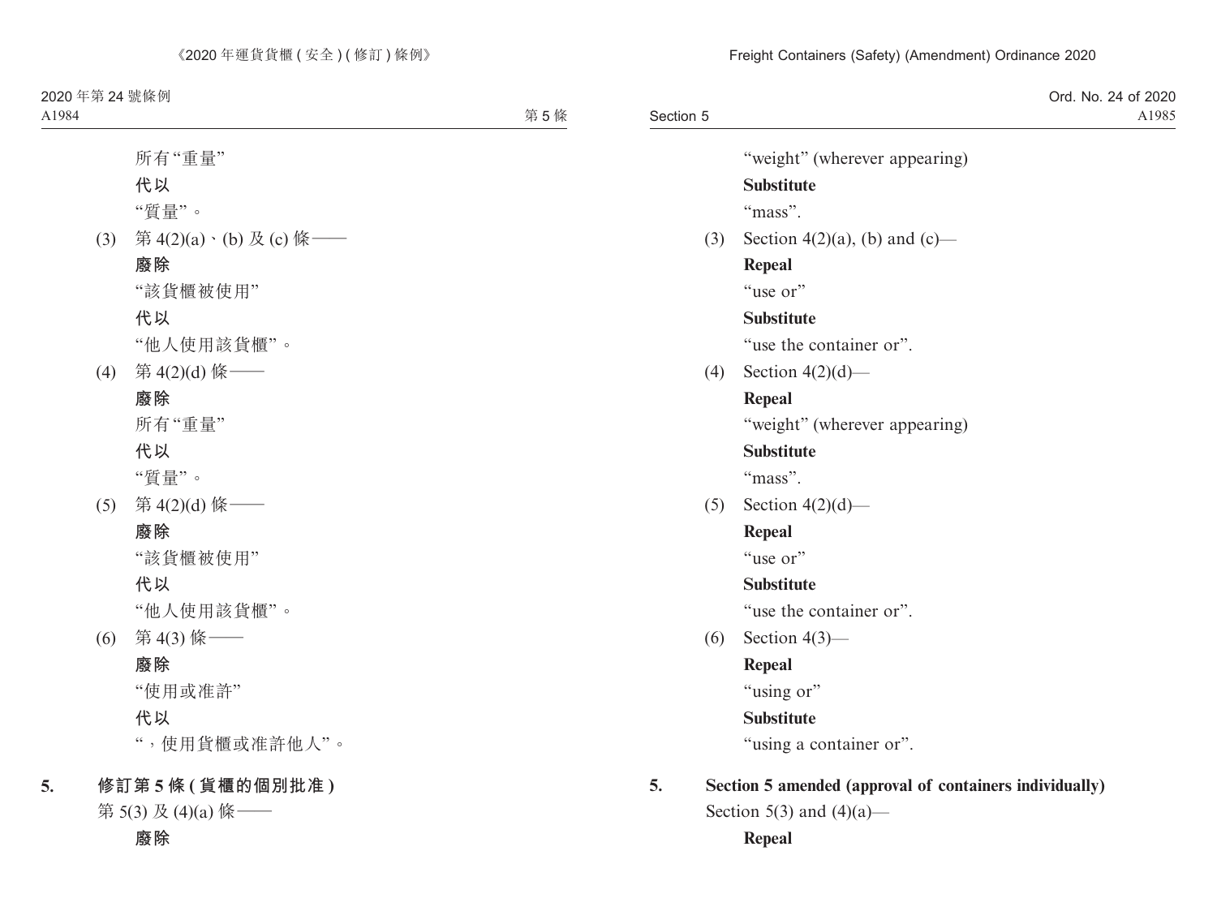所有“重量”

**代以**

“質量”。

(3) 第 4(2)(a)、(b) 及 (c) 條——

**廢除**

“該貨櫃被使用”

**代以**

“他人使用該貨櫃”。

(4) 第 4(2)(d) 條——

**廢除**

所有“重量”

**代以**

“質量”。

(5) 第 4(2)(d) 條——

**廢除**

“該貨櫃被使用”

**代以**

“他人使用該貨櫃”。

(6) 第 4(3) 條——

**廢除**

“使用或准許”

**代以**

“，使用貨櫃或准許他人”。

**5. 修訂第 5 條 (貨櫃的個別批准)**

第 5(3) 及 (4)(a) 條——

**廢除**

“weight” (wherever appearing)

**Substitute**

“mass”.

(3) Section 4(2)(a), (b) and (c)—

**Repeal**

“use or”

**Substitute**

“use the container or”.

(4) Section 4(2)(d)—

**Repeal**

“weight” (wherever appearing)

**Substitute**

“mass”.

(5) Section 4(2)(d)—

**Repeal**

“use or”

**Substitute**

“use the container or”.

(6) Section 4(3)—

**Repeal**

“using or”

**Substitute**

“using a container or”.

**5. Section 5 amended (approval of containers individually)**

Section 5(3) and (4)(a)—

**Repeal**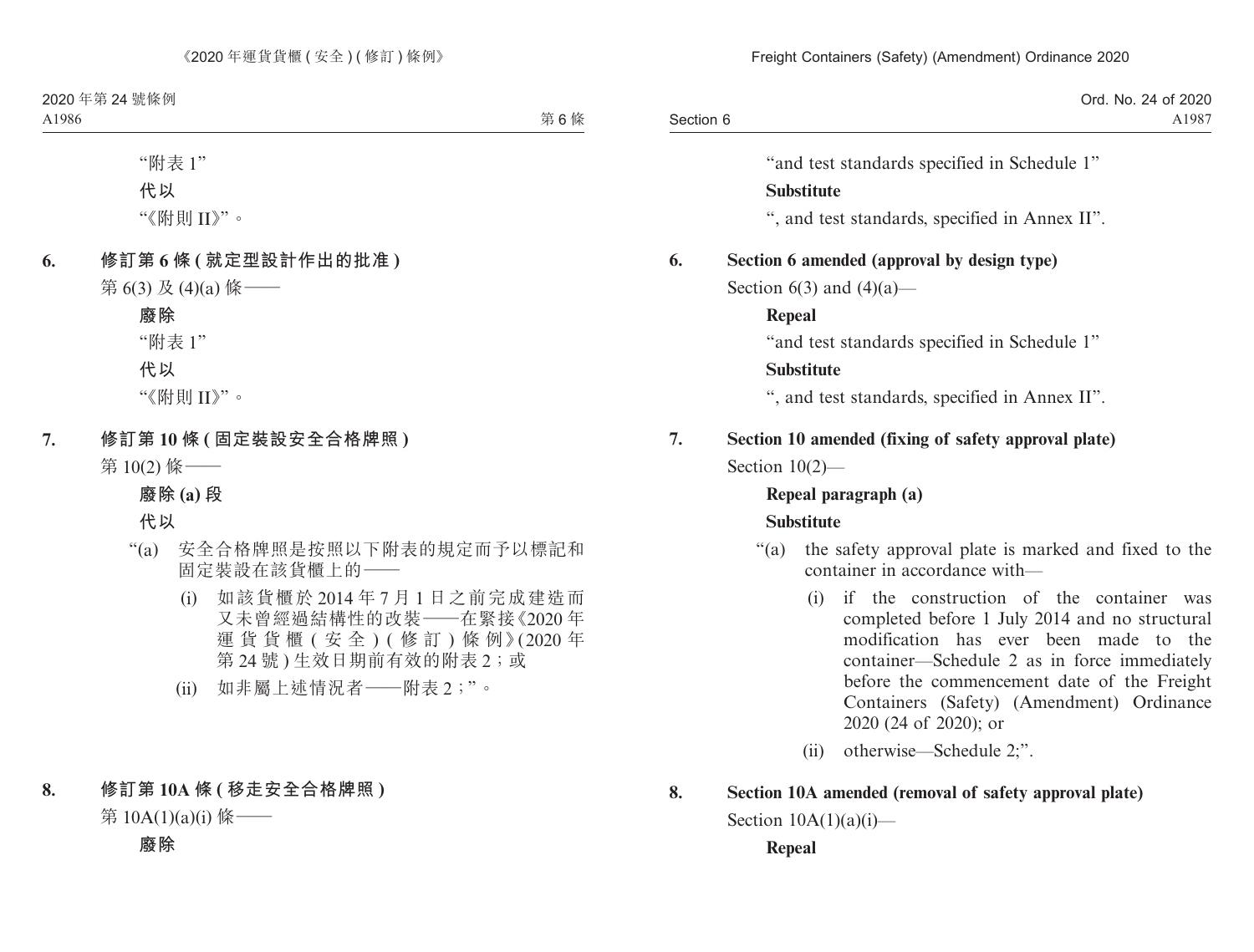"附表 1"

**代以**

"《附則 II》"。

**6. 修訂第 6 條 (就定型設計作出的批准)**

第 6(3) 及 (4)(a) 條——

**廢除**

"附表 1"

**代以**

"《附則 II》"。

**7. 修訂第 10 條 (固定裝設安全合格牌照)**

第 10(2) 條——

**廢除 (a) 段**

**代以**

"(a) 安全合格牌照是按照以下附表的規定而予以標記和固定裝設在該貨櫃上的——

(i) 如該貨櫃於 2014 年 7 月 1 日之前完成建造而又未曾經過結構性的改裝——在緊接《2020 年運貨貨櫃 ( 安全 ) ( 修訂 ) 條例》(2020 年第 24 號 ) 生效日期前有效的附表 2；或

(ii) 如非屬上述情況者——附表 2；"。

**8. 修訂第 10A 條 (移走安全合格牌照)**

第 10A(1)(a)(i) 條——

**廢除**

"and test standards specified in Schedule 1"

**Substitute**

", and test standards, specified in Annex II".

**6. Section 6 amended (approval by design type)**

Section 6(3) and (4)(a)—

**Repeal**

"and test standards specified in Schedule 1"

**Substitute**

", and test standards, specified in Annex II".

**7. Section 10 amended (fixing of safety approval plate)**

Section 10(2)—

**Repeal paragraph (a)**

**Substitute**

"(a) the safety approval plate is marked and fixed to the container in accordance with—

(i) if the construction of the container was completed before 1 July 2014 and no structural modification has ever been made to the container—Schedule 2 as in force immediately before the commencement date of the Freight Containers (Safety) (Amendment) Ordinance 2020 (24 of 2020); or

(ii) otherwise—Schedule 2;".

**8. Section 10A amended (removal of safety approval plate)**

Section 10A(1)(a)(i)—

**Repeal**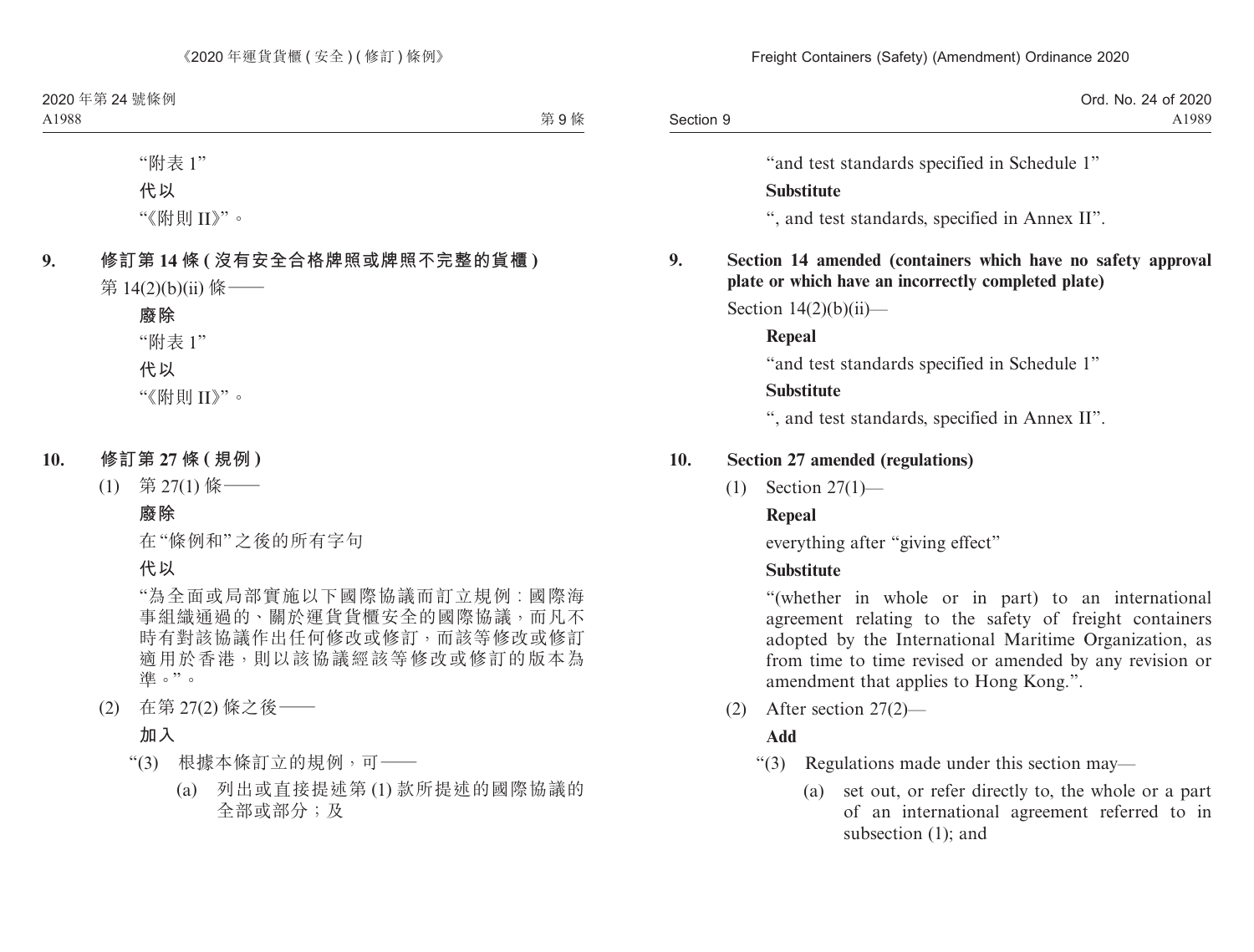"附表 1"

**代以**

"《附則 II》"。

## 9. 修訂第 14 條 (沒有安全合格牌照或牌照不完整的貨櫃)

第 14(2)(b)(ii) 條——

**廢除**

"附表 1"

**代以**

"《附則 II》"。

## 10. 修訂第 27 條 (規例)

(1) 第 27(1) 條——

**廢除**

在"條例和"之後的所有字句

**代以**

"為全面或局部實施以下國際協議而訂立規例:國際海事組織通過的、關於運貨貨櫃安全的國際協議,而凡不時有對該協議作出任何修改或修訂,而該等修改或修訂適用於香港,則以該協議經該等修改或修訂的版本為準。"。

(2) 在第 27(2) 條之後——

**加入**

"(3) 根據本條訂立的規例,可——

(a) 列出或直接提述第 (1) 款所提述的國際協議的全部或部分;及

---

"and test standards specified in Schedule 1"

**Substitute**

", and test standards, specified in Annex II".

## 9. Section 14 amended (containers which have no safety approval plate or which have an incorrectly completed plate)

Section 14(2)(b)(ii)—

**Repeal**

"and test standards specified in Schedule 1"

**Substitute**

", and test standards, specified in Annex II".

## 10. Section 27 amended (regulations)

(1) Section 27(1)—

**Repeal**

everything after "giving effect"

**Substitute**

"(whether in whole or in part) to an international agreement relating to the safety of freight containers adopted by the International Maritime Organization, as from time to time revised or amended by any revision or amendment that applies to Hong Kong.".

(2) After section 27(2)—

**Add**

"(3) Regulations made under this section may—

(a) set out, or refer directly to, the whole or a part of an international agreement referred to in subsection (1); and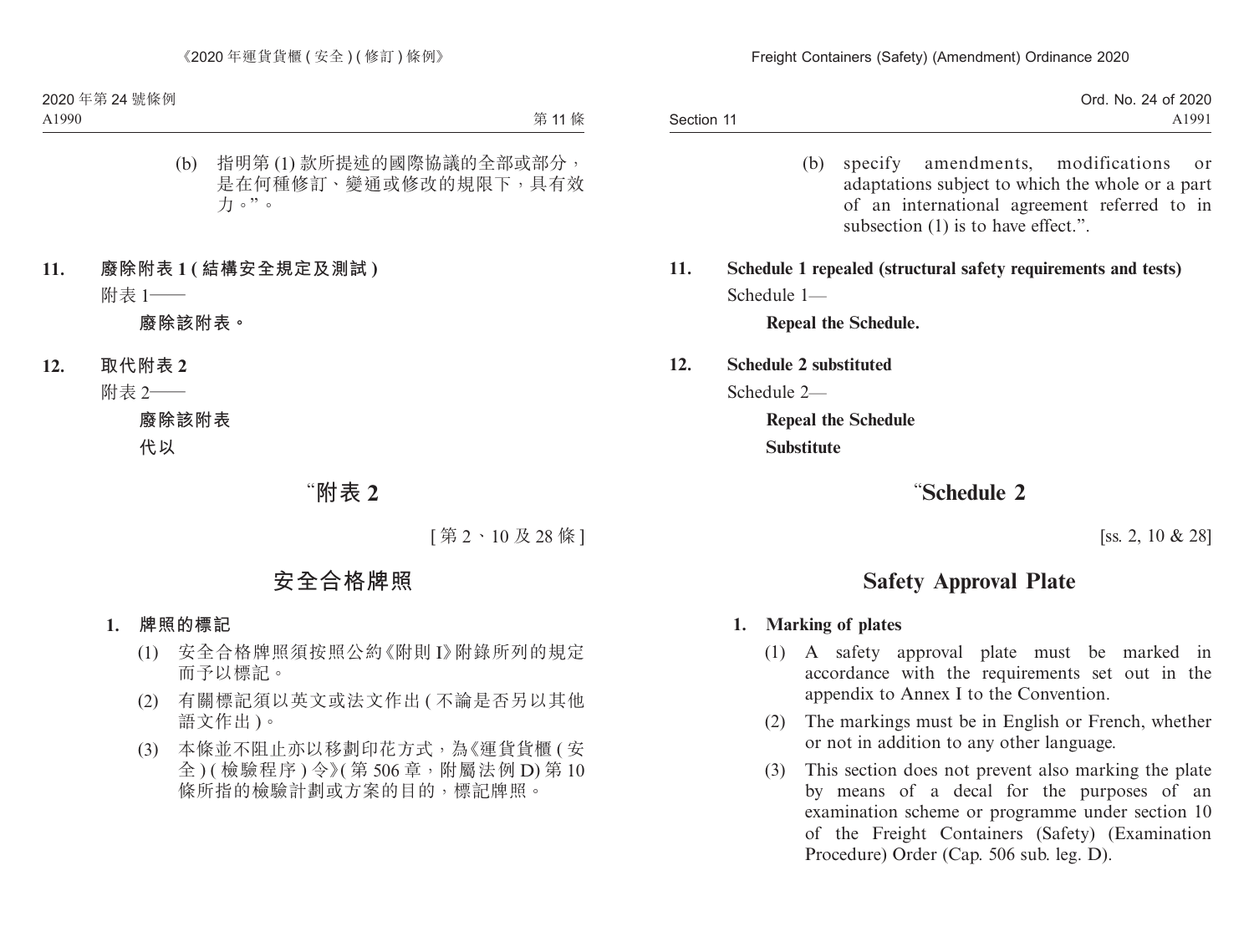(b) 指明第 (1) 款所提述的國際協議的全部或部分，是在何種修訂、變通或修改的規限下，具有效力。”。

**11. 廢除附表 1 (結構安全規定及測試)**

附表 1——

**廢除該附表。**

**12. 取代附表 2**

附表 2——

**廢除該附表**

**代以**

## “附表 2

[第 2、10 及 28 條]

## 安全合格牌照

**1. 牌照的標記**

(1) 安全合格牌照須按照公約《附則 I》附錄所列的規定而予以標記。

(2) 有關標記須以英文或法文作出 (不論是否另以其他語文作出)。

(3) 本條並不阻止亦以移劃印花方式，為《運貨貨櫃 (安全) (檢驗程序) 令》(第 506 章，附屬法例 D) 第 10 條所指的檢驗計劃或方案的目的，標記牌照。

(b) specify amendments, modifications or adaptations subject to which the whole or a part of an international agreement referred to in subsection (1) is to have effect.”.

**11. Schedule 1 repealed (structural safety requirements and tests)**

Schedule 1—

**Repeal the Schedule.**

**12. Schedule 2 substituted**

Schedule 2—

**Repeal the Schedule**

**Substitute**

## “Schedule 2

[ss. 2, 10 & 28]

## Safety Approval Plate

**1. Marking of plates**

(1) A safety approval plate must be marked in accordance with the requirements set out in the appendix to Annex I to the Convention.

(2) The markings must be in English or French, whether or not in addition to any other language.

(3) This section does not prevent also marking the plate by means of a decal for the purposes of an examination scheme or programme under section 10 of the Freight Containers (Safety) (Examination Procedure) Order (Cap. 506 sub. leg. D).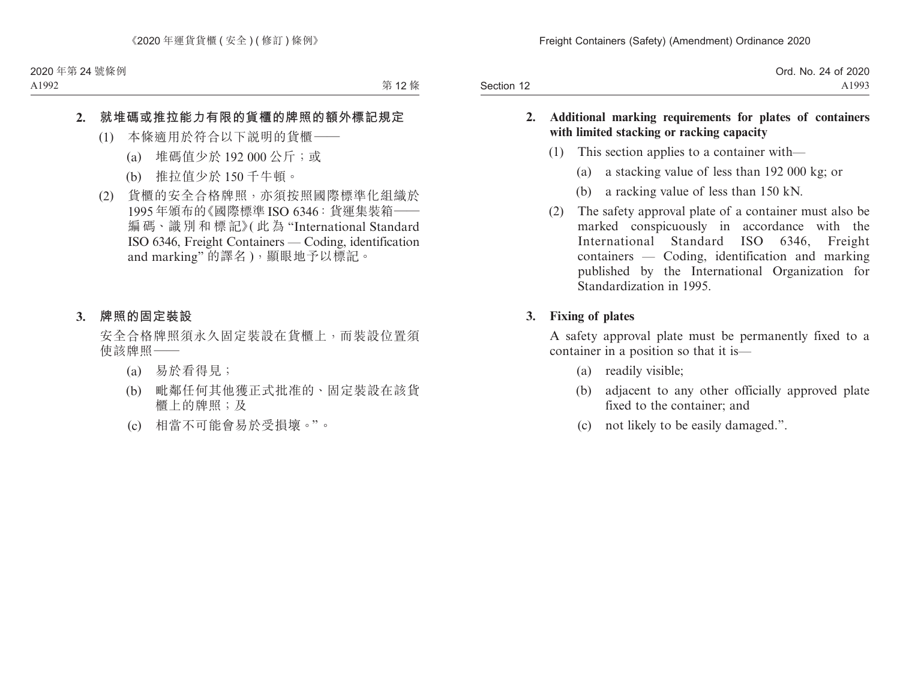**2. 就堆碼或推拉能力有限的貨櫃的牌照的額外標記規定**

(1) 本條適用於符合以下説明的貨櫃——

(a) 堆碼值少於 192 000 公斤；或

(b) 推拉值少於 150 千牛頓。

(2) 貨櫃的安全合格牌照，亦須按照國際標準化組織於 1995 年頒布的《國際標準 ISO 6346：貨運集裝箱——編碼、識別和標記》(此為 “International Standard ISO 6346, Freight Containers — Coding, identification and marking” 的譯名)，顯眼地予以標記。

**3. 牌照的固定裝設**

安全合格牌照須永久固定裝設在貨櫃上，而裝設位置須使該牌照——

(a) 易於看得見；

(b) 毗鄰任何其他獲正式批准的、固定裝設在該貨櫃上的牌照；及

(c) 相當不可能會易於受損壞。”。

**2. Additional marking requirements for plates of containers with limited stacking or racking capacity**

(1) This section applies to a container with—

(a) a stacking value of less than 192 000 kg; or

(b) a racking value of less than 150 kN.

(2) The safety approval plate of a container must also be marked conspicuously in accordance with the International Standard ISO 6346, Freight containers — Coding, identification and marking published by the International Organization for Standardization in 1995.

**3. Fixing of plates**

A safety approval plate must be permanently fixed to a container in a position so that it is—

(a) readily visible;

(b) adjacent to any other officially approved plate fixed to the container; and

(c) not likely to be easily damaged.”.